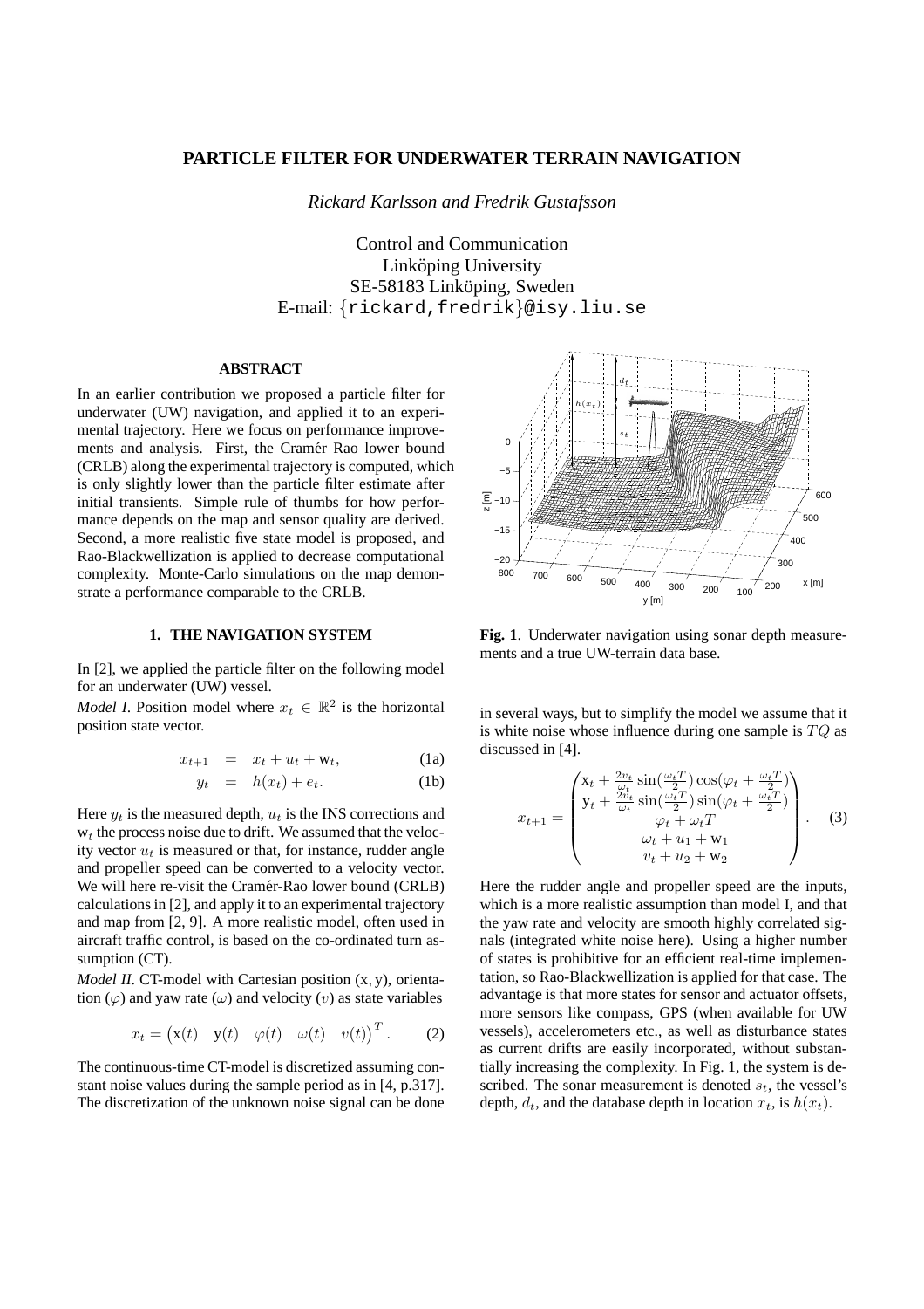# PARTICLE FILTER FOR UNDERWATER TERRAIN NAVIGATION

*Rickard Karlsson and Fredrik Gustafsson*

Control and Communication
Linköping University
SE-58183 Linköping, Sweden
E-mail: {rickard,fredrik}@isy.liu.se

## ABSTRACT

In an earlier contribution we proposed a particle filter for underwater (UW) navigation, and applied it to an experimental trajectory. Here we focus on performance improvements and analysis. First, the Cramér Rao lower bound (CRLB) along the experimental trajectory is computed, which is only slightly lower than the particle filter estimate after initial transients. Simple rule of thumbs for how performance depends on the map and sensor quality are derived. Second, a more realistic five state model is proposed, and Rao-Blackwellization is applied to decrease computational complexity. Monte-Carlo simulations on the map demonstrate a performance comparable to the CRLB.

## 1. THE NAVIGATION SYSTEM

In [2], we applied the particle filter on the following model for an underwater (UW) vessel.

*Model I.* Position model where $x_t \in \mathbb{R}^2$ is the horizontal position state vector.

$$x_{t+1} = x_t + u_t + \mathrm{w}_t, \tag{1a}$$

$$y_t = h(x_t) + e_t. \tag{1b}$$

Here $y_t$ is the measured depth, $u_t$ is the INS corrections and $\mathrm{w}_t$ the process noise due to drift. We assumed that the velocity vector $u_t$ is measured or that, for instance, rudder angle and propeller speed can be converted to a velocity vector. We will here re-visit the Cramér-Rao lower bound (CRLB) calculations in [2], and apply it to an experimental trajectory and map from [2, 9]. A more realistic model, often used in aircraft traffic control, is based on the co-ordinated turn assumption (CT).

*Model II.* CT-model with Cartesian position $(\mathrm{x}, \mathrm{y})$, orientation $(\varphi)$ and yaw rate $(\omega)$ and velocity $(v)$ as state variables

$$x_t = \begin{pmatrix} \mathrm{x}(t) & \mathrm{y}(t) & \varphi(t) & \omega(t) & v(t) \end{pmatrix}^T. \tag{2}$$

The continuous-time CT-model is discretized assuming constant noise values during the sample period as in [4, p.317]. The discretization of the unknown noise signal can be done in several ways, but to simplify the model we assume that it is white noise whose influence during one sample is $TQ$ as discussed in [4].

$$x_{t+1} = \begin{pmatrix} \mathrm{x}_t + \frac{2v_t}{\omega_t}\sin(\frac{\omega_t T}{2})\cos(\varphi_t + \frac{\omega_t T}{2}) \\ \mathrm{y}_t + \frac{2v_t}{\omega_t}\sin(\frac{\omega_t T}{2})\sin(\varphi_t + \frac{\omega_t T}{2}) \\ \varphi_t + \omega_t T \\ \omega_t + u_1 + \mathrm{w}_1 \\ v_t + u_2 + \mathrm{w}_2 \end{pmatrix}. \tag{3}$$

Here the rudder angle and propeller speed are the inputs, which is a more realistic assumption than model I, and that the yaw rate and velocity are smooth highly correlated signals (integrated white noise here). Using a higher number of states is prohibitive for an efficient real-time implementation, so Rao-Blackwellization is applied for that case. The advantage is that more states for sensor and actuator offsets, more sensors like compass, GPS (when available for UW vessels), accelerometers etc., as well as disturbance states as current drifts are easily incorporated, without substantially increasing the complexity. In Fig. 1, the system is described. The sonar measurement is denoted $s_t$, the vessel's depth, $d_t$, and the database depth in location $x_t$, is $h(x_t)$.

**Fig. 1**. Underwater navigation using sonar depth measurements and a true UW-terrain data base.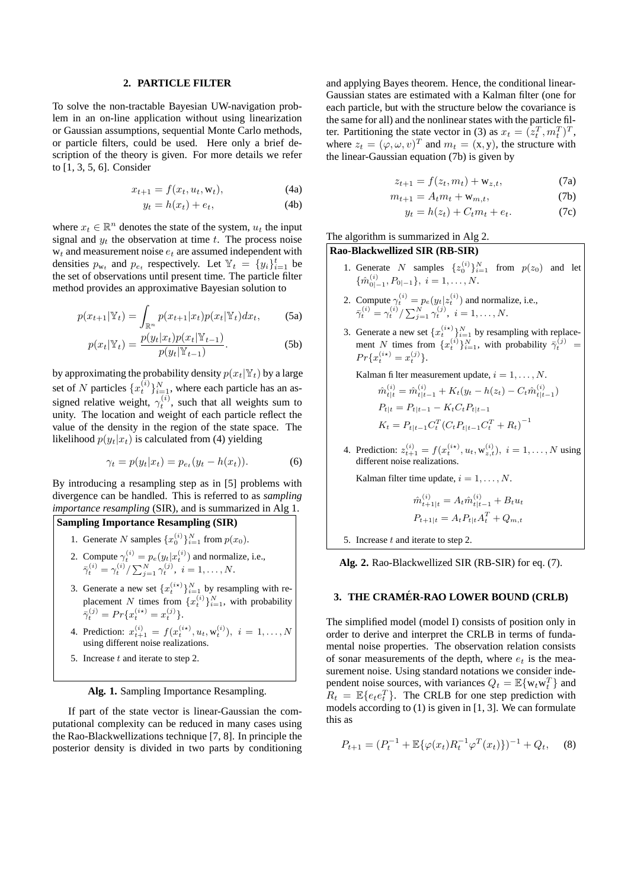## 2. PARTICLE FILTER

To solve the non-tractable Bayesian UW-navigation problem in an on-line application without using linearization or Gaussian assumptions, sequential Monte Carlo methods, or particle filters, could be used. Here only a brief description of the theory is given. For more details we refer to [1, 3, 5, 6]. Consider

$$x_{t+1} = f(x_t, u_t, \mathrm{w}_t), \tag{4a}$$

$$y_t = h(x_t) + e_t, \tag{4b}$$

where $x_t \in \mathbb{R}^n$ denotes the state of the system, $u_t$ the input signal and $y_t$ the observation at time $t$. The process noise $\mathrm{w}_t$ and measurement noise $e_t$ are assumed independent with densities $p_{\mathrm{w}_t}$ and $p_{e_t}$ respectively. Let $\mathbb{Y}_t = \{y_i\}_{i=1}^t$ be the set of observations until present time. The particle filter method provides an approximative Bayesian solution to

$$p(x_{t+1}|\mathbb{Y}_t) = \int_{\mathbb{R}^n} p(x_{t+1}|x_t) p(x_t|\mathbb{Y}_t) dx_t, \tag{5a}$$

$$p(x_t|\mathbb{Y}_t) = \frac{p(y_t|x_t) p(x_t|\mathbb{Y}_{t-1})}{p(y_t|\mathbb{Y}_{t-1})}. \tag{5b}$$

by approximating the probability density $p(x_t|\mathbb{Y}_t)$ by a large set of $N$ particles $\{x_t^{(i)}\}_{i=1}^N$, where each particle has an assigned relative weight, $\gamma_t^{(i)}$, such that all weights sum to unity. The location and weight of each particle reflect the value of the density in the region of the state space. The likelihood $p(y_t|x_t)$ is calculated from (4) yielding

$$\gamma_t = p(y_t|x_t) = p_{e_t}(y_t - h(x_t)). \tag{6}$$

By introducing a resampling step as in [5] problems with divergence can be handled. This is referred to as *sampling importance resampling* (SIR), and is summarized in Alg 1.

**Sampling Importance Resampling (SIR)**

1. Generate $N$ samples $\{x_0^{(i)}\}_{i=1}^N$ from $p(x_0)$.
2. Compute $\gamma_t^{(i)} = p_e(y_t|x_t^{(i)})$ and normalize, i.e., $\bar{\gamma}_t^{(i)} = \gamma_t^{(i)} / \sum_{j=1}^N \gamma_t^{(j)},\ i = 1, \ldots, N$.
3. Generate a new set $\{x_t^{(i\star)}\}_{i=1}^N$ by resampling with replacement $N$ times from $\{x_t^{(i)}\}_{i=1}^N$, with probability $\bar{\gamma}_t^{(j)} = Pr\{x_t^{(i\star)} = x_t^{(j)}\}$.
4. Prediction: $x_{t+1}^{(i)} = f(x_t^{(i\star)}, u_t, \mathrm{w}_t^{(i)}),\ i = 1, \ldots, N$ using different noise realizations.
5. Increase $t$ and iterate to step 2.

**Alg. 1.** Sampling Importance Resampling.

If part of the state vector is linear-Gaussian the computational complexity can be reduced in many cases using the Rao-Blackwellizations technique [7, 8]. In principle the posterior density is divided in two parts by conditioning and applying Bayes theorem. Hence, the conditional linear-Gaussian states are estimated with a Kalman filter (one for each particle, but with the structure below the covariance is the same for all) and the nonlinear states with the particle filter. Partitioning the state vector in (3) as $x_t = (z_t^T, m_t^T)^T$, where $z_t = (\varphi, \omega, v)^T$ and $m_t = (\mathrm{x}, \mathrm{y})$, the structure with the linear-Gaussian equation (7b) is given by

$$z_{t+1} = f(z_t, m_t) + \mathrm{w}_{z,t}, \tag{7a}$$

$$m_{t+1} = A_t m_t + \mathrm{w}_{m,t}, \tag{7b}$$

$$y_t = h(z_t) + C_t m_t + e_t. \tag{7c}$$

The algorithm is summarized in Alg 2.

**Rao-Blackwellized SIR (RB-SIR)**

1. Generate $N$ samples $\{z_0^{(i)}\}_{i=1}^N$ from $p(z_0)$ and let $\{\hat{m}_{0|-1}^{(i)}, P_{0|-1}\},\ i = 1, \ldots, N$.
2. Compute $\gamma_t^{(i)} = p_e(y_t|z_t^{(i)})$ and normalize, i.e., $\bar{\gamma}_t^{(i)} = \gamma_t^{(i)} / \sum_{j=1}^N \gamma_t^{(j)},\ i = 1, \ldots, N$.
3. Generate a new set $\{x_t^{(i\star)}\}_{i=1}^N$ by resampling with replacement $N$ times from $\{x_t^{(i)}\}_{i=1}^N$, with probability $\bar{\gamma}_t^{(j)} = Pr\{x_t^{(i\star)} = x_t^{(j)}\}$.

   Kalman filter measurement update, $i = 1, \ldots, N$.

   $$\hat{m}_{t|t}^{(i)} = \hat{m}_{t|t-1}^{(i)} + K_t(y_t - h(z_t) - C_t \hat{m}_{t|t-1}^{(i)})$$
   $$P_{t|t} = P_{t|t-1} - K_t C_t P_{t|t-1}$$
   $$K_t = P_{t|t-1} C_t^T (C_t P_{t|t-1} C_t^T + R_t)^{-1}$$

4. Prediction: $z_{t+1}^{(i)} = f(x_t^{(i\star)}, u_t, \mathrm{w}_{z,t}^{(i)}),\ i = 1, \ldots, N$ using different noise realizations.

   Kalman filter time update, $i = 1, \ldots, N$.

   $$\hat{m}_{t+1|t}^{(i)} = A_t \hat{m}_{t|t-1}^{(i)} + B_t u_t$$
   $$P_{t+1|t} = A_t P_{t|t} A_t^T + Q_{m,t}$$

5. Increase $t$ and iterate to step 2.

**Alg. 2.** Rao-Blackwellized SIR (RB-SIR) for eq. (7).

## 3. THE CRAMÉR-RAO LOWER BOUND (CRLB)

The simplified model (model I) consists of position only in order to derive and interpret the CRLB in terms of fundamental noise properties. The observation relation consists of sonar measurements of the depth, where $e_t$ is the measurement noise. Using standard notations we consider independent noise sources, with variances $Q_t = \mathbb{E}\{\mathrm{w}_t \mathrm{w}_t^T\}$ and $R_t = \mathbb{E}\{e_t e_t^T\}$. The CRLB for one step prediction with models according to (1) is given in [1, 3]. We can formulate this as

$$P_{t+1} = (P_t^{-1} + \mathbb{E}\{\varphi(x_t) R_t^{-1} \varphi^T(x_t)\})^{-1} + Q_t, \tag{8}$$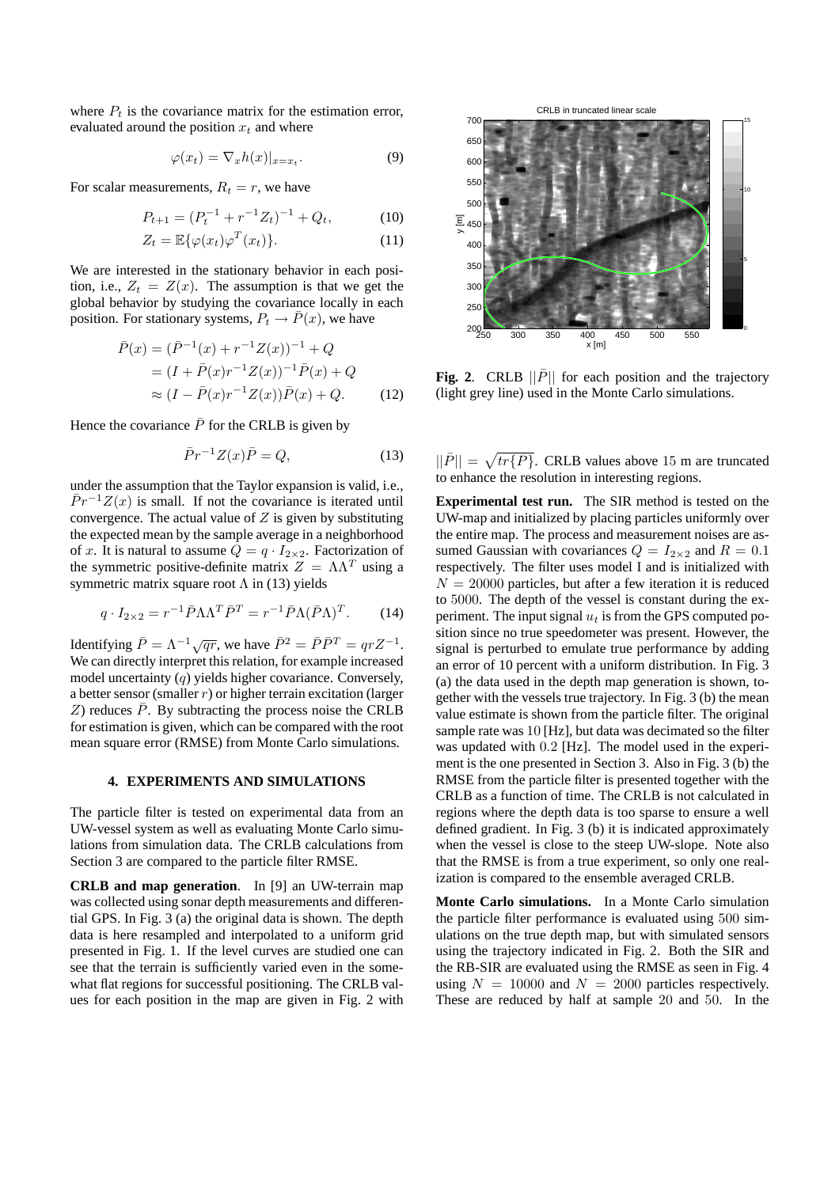where $P_t$ is the covariance matrix for the estimation error, evaluated around the position $x_t$ and where

$$\varphi(x_t) = \nabla_x h(x)|_{x=x_t}. \tag{9}$$

For scalar measurements, $R_t = r$, we have

$$P_{t+1} = (P_t^{-1} + r^{-1} Z_t)^{-1} + Q_t, \tag{10}$$

$$Z_t = \mathbb{E}\{\varphi(x_t)\varphi^T(x_t)\}. \tag{11}$$

We are interested in the stationary behavior in each position, i.e., $Z_t = Z(x)$. The assumption is that we get the global behavior by studying the covariance locally in each position. For stationary systems, $P_t \to \bar{P}(x)$, we have

$$\begin{aligned}
\bar{P}(x) &= (\bar{P}^{-1}(x) + r^{-1}Z(x))^{-1} + Q \\
&= (I + \bar{P}(x) r^{-1} Z(x))^{-1} \bar{P}(x) + Q \\
&\approx (I - \bar{P}(x) r^{-1} Z(x)) \bar{P}(x) + Q.
\end{aligned} \tag{12}$$

Hence the covariance $\bar{P}$ for the CRLB is given by

$$\bar{P} r^{-1} Z(x) \bar{P} = Q, \tag{13}$$

under the assumption that the Taylor expansion is valid, i.e., $\bar{P} r^{-1} Z(x)$ is small. If not the covariance is iterated until convergence. The actual value of $Z$ is given by substituting the expected mean by the sample average in a neighborhood of $x$. It is natural to assume $Q = q \cdot I_{2\times 2}$. Factorization of the symmetric positive-definite matrix $Z = \Lambda\Lambda^T$ using a symmetric matrix square root $\Lambda$ in (13) yields

$$q \cdot I_{2\times 2} = r^{-1} \bar{P} \Lambda \Lambda^T \bar{P}^T = r^{-1} \bar{P} \Lambda (\bar{P}\Lambda)^T. \tag{14}$$

Identifying $\bar{P} = \Lambda^{-1}\sqrt{qr}$, we have $\bar{P}^2 = \bar{P}\bar{P}^T = qrZ^{-1}$. We can directly interpret this relation, for example increased model uncertainty ($q$) yields higher covariance. Conversely, a better sensor (smaller $r$) or higher terrain excitation (larger $Z$) reduces $\bar{P}$. By subtracting the process noise the CRLB for estimation is given, which can be compared with the root mean square error (RMSE) from Monte Carlo simulations.

## 4. EXPERIMENTS AND SIMULATIONS

The particle filter is tested on experimental data from an UW-vessel system as well as evaluating Monte Carlo simulations from simulation data. The CRLB calculations from Section 3 are compared to the particle filter RMSE.

**CRLB and map generation**. In [9] an UW-terrain map was collected using sonar depth measurements and differential GPS. In Fig. 3 (a) the original data is shown. The depth data is here resampled and interpolated to a uniform grid presented in Fig. 1. If the level curves are studied one can see that the terrain is sufficiently varied even in the somewhat flat regions for successful positioning. The CRLB values for each position in the map are given in Fig. 2 with $||\bar{P}|| = \sqrt{tr\{P\}}$. CRLB values above 15 m are truncated to enhance the resolution in interesting regions.

**Fig. 2**. CRLB $||\bar{P}||$ for each position and the trajectory (light grey line) used in the Monte Carlo simulations.

**Experimental test run.** The SIR method is tested on the UW-map and initialized by placing particles uniformly over the entire map. The process and measurement noises are assumed Gaussian with covariances $Q = I_{2\times 2}$ and $R = 0.1$ respectively. The filter uses model I and is initialized with $N = 20000$ particles, but after a few iteration it is reduced to 5000. The depth of the vessel is constant during the experiment. The input signal $u_t$ is from the GPS computed position since no true speedometer was present. However, the signal is perturbed to emulate true performance by adding an error of 10 percent with a uniform distribution. In Fig. 3 (a) the data used in the depth map generation is shown, together with the vessels true trajectory. In Fig. 3 (b) the mean value estimate is shown from the particle filter. The original sample rate was 10 [Hz], but data was decimated so the filter was updated with 0.2 [Hz]. The model used in the experiment is the one presented in Section 3. Also in Fig. 3 (b) the RMSE from the particle filter is presented together with the CRLB as a function of time. The CRLB is not calculated in regions where the depth data is too sparse to ensure a well defined gradient. In Fig. 3 (b) it is indicated approximately when the vessel is close to the steep UW-slope. Note also that the RMSE is from a true experiment, so only one realization is compared to the ensemble averaged CRLB.

**Monte Carlo simulations.** In a Monte Carlo simulation the particle filter performance is evaluated using 500 simulations on the true depth map, but with simulated sensors using the trajectory indicated in Fig. 2. Both the SIR and the RB-SIR are evaluated using the RMSE as seen in Fig. 4 using $N = 10000$ and $N = 2000$ particles respectively. These are reduced by half at sample 20 and 50. In the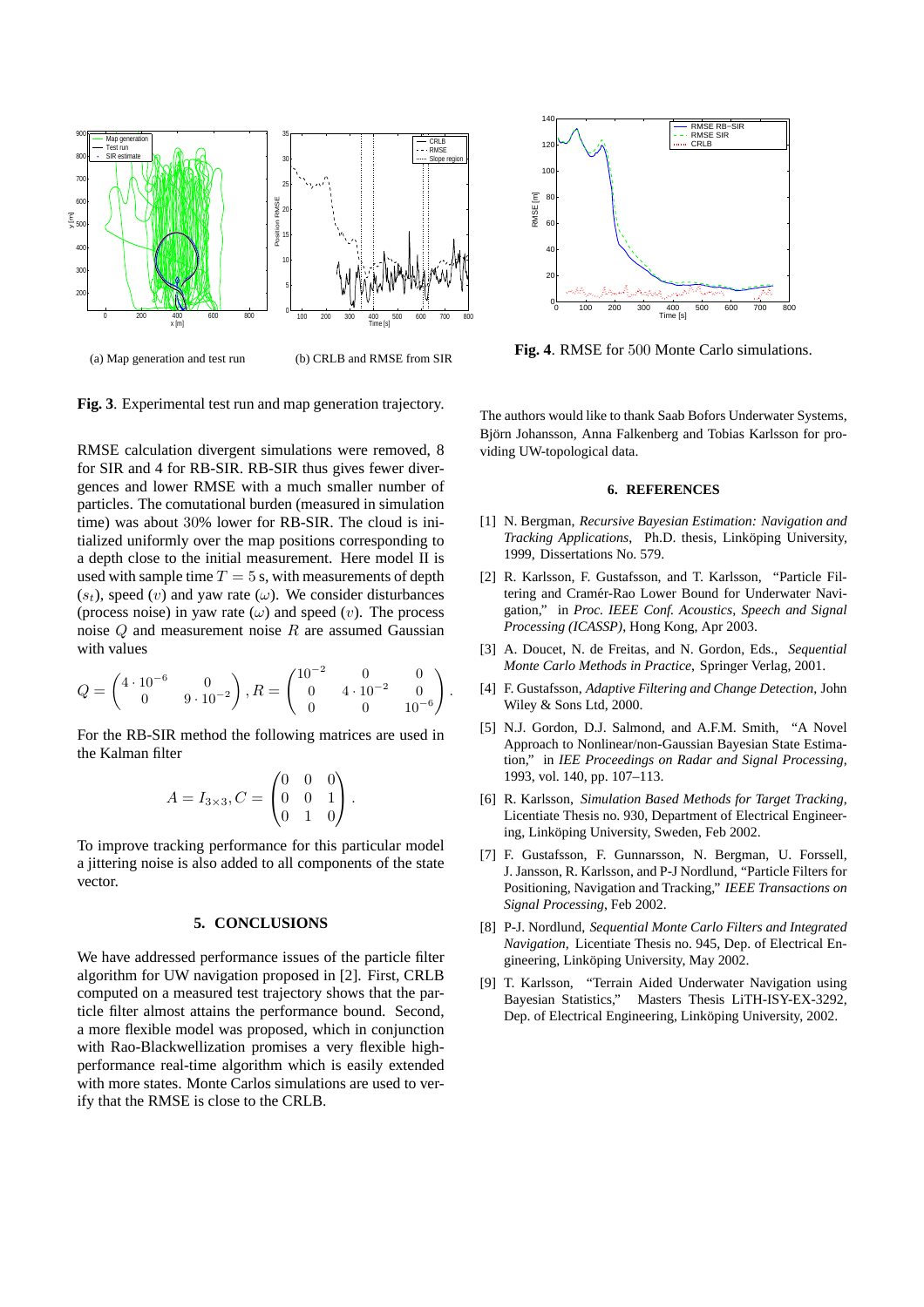Map generation
Test run
SIR estimate
y [m]
x [m]

CRLB
RMSE
Slope region
Position RMSE
Time [s]

(a) Map generation and test run

(b) CRLB and RMSE from SIR

**Fig. 3**. Experimental test run and map generation trajectory.

RMSE RB−SIR
RMSE SIR
CRLB
RMSE [m]
Time [s]

**Fig. 4**. RMSE for 500 Monte Carlo simulations.

RMSE calculation divergent simulations were removed, 8 for SIR and 4 for RB-SIR. RB-SIR thus gives fewer divergences and lower RMSE with a much smaller number of particles. The comutational burden (measured in simulation time) was about 30% lower for RB-SIR. The cloud is initialized uniformly over the map positions corresponding to a depth close to the initial measurement. Here model II is used with sample time $T = 5$ s, with measurements of depth ($s_t$), speed ($v$) and yaw rate ($\omega$). We consider disturbances (process noise) in yaw rate ($\omega$) and speed ($v$). The process noise $Q$ and measurement noise $R$ are assumed Gaussian with values

$$Q = \begin{pmatrix} 4 \cdot 10^{-6} & 0 \\ 0 & 9 \cdot 10^{-2} \end{pmatrix}, R = \begin{pmatrix} 10^{-2} & 0 & 0 \\ 0 & 4 \cdot 10^{-2} & 0 \\ 0 & 0 & 10^{-6} \end{pmatrix}.$$

For the RB-SIR method the following matrices are used in the Kalman filter

$$A = I_{3\times3}, C = \begin{pmatrix} 0 & 0 & 0 \\ 0 & 0 & 1 \\ 0 & 1 & 0 \end{pmatrix}.$$

To improve tracking performance for this particular model a jittering noise is also added to all components of the state vector.

## 5. CONCLUSIONS

We have addressed performance issues of the particle filter algorithm for UW navigation proposed in [2]. First, CRLB computed on a measured test trajectory shows that the particle filter almost attains the performance bound. Second, a more flexible model was proposed, which in conjunction with Rao-Blackwellization promises a very flexible high-performance real-time algorithm which is easily extended with more states. Monte Carlos simulations are used to verify that the RMSE is close to the CRLB.

The authors would like to thank Saab Bofors Underwater Systems, Björn Johansson, Anna Falkenberg and Tobias Karlsson for providing UW-topological data.

## 6. REFERENCES

[1] N. Bergman, *Recursive Bayesian Estimation: Navigation and Tracking Applications*, Ph.D. thesis, Linköping University, 1999, Dissertations No. 579.

[2] R. Karlsson, F. Gustafsson, and T. Karlsson, "Particle Filtering and Cramér-Rao Lower Bound for Underwater Navigation," in *Proc. IEEE Conf. Acoustics, Speech and Signal Processing (ICASSP)*, Hong Kong, Apr 2003.

[3] A. Doucet, N. de Freitas, and N. Gordon, Eds., *Sequential Monte Carlo Methods in Practice*, Springer Verlag, 2001.

[4] F. Gustafsson, *Adaptive Filtering and Change Detection*, John Wiley & Sons Ltd, 2000.

[5] N.J. Gordon, D.J. Salmond, and A.F.M. Smith, "A Novel Approach to Nonlinear/non-Gaussian Bayesian State Estimation," in *IEE Proceedings on Radar and Signal Processing*, 1993, vol. 140, pp. 107–113.

[6] R. Karlsson, *Simulation Based Methods for Target Tracking*, Licentiate Thesis no. 930, Department of Electrical Engineering, Linköping University, Sweden, Feb 2002.

[7] F. Gustafsson, F. Gunnarsson, N. Bergman, U. Forssell, J. Jansson, R. Karlsson, and P-J Nordlund, "Particle Filters for Positioning, Navigation and Tracking," *IEEE Transactions on Signal Processing*, Feb 2002.

[8] P-J. Nordlund, *Sequential Monte Carlo Filters and Integrated Navigation*, Licentiate Thesis no. 945, Dep. of Electrical Engineering, Linköping University, May 2002.

[9] T. Karlsson, "Terrain Aided Underwater Navigation using Bayesian Statistics," Masters Thesis LiTH-ISY-EX-3292, Dep. of Electrical Engineering, Linköping University, 2002.